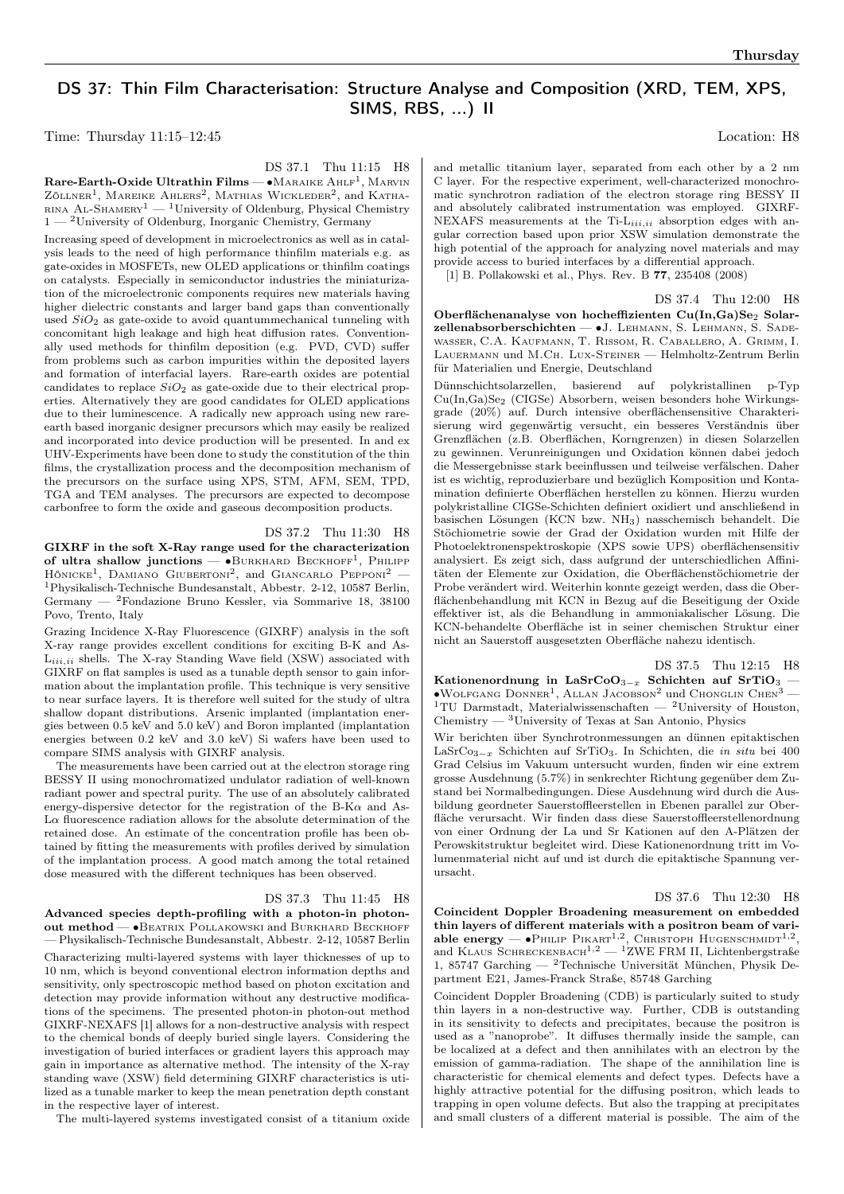## DS 37: Thin Film Characterisation: Structure Analyse and Composition (XRD, TEM, XPS, SIMS, RBS, ...) II

Time: Thursday 11:15–12:45 Location: H8

DS 37.1 Thu 11:15 H8

**Rare-Earth-Oxide Ultrathin Films** — •Maraike Ahlf[1], Marvin Zöllner[1], Mareike Ahlers[2], Mathias Wickleder[2], and Katharina Al-Shamery[1] — [1]University of Oldenburg, Physical Chemistry 1 — [2]University of Oldenburg, Inorganic Chemistry, Germany

Increasing speed of development in microelectronics as well as in catalysis leads to the need of high performance thinfilm materials e.g. as gate-oxides in MOSFETs, new OLED applications or thinfilm coatings on catalysts. Especially in semiconductor industries the miniaturization of the microelectronic components requires new materials having higher dielectric constants and larger band gaps than conventionally used $SiO_2$ as gate-oxide to avoid quantummechanical tunneling with concomitant high leakage and high heat diffusion rates. Conventionally used methods for thinfilm deposition (e.g. PVD, CVD) suffer from problems such as carbon impurities within the deposited layers and formation of interfacial layers. Rare-earth oxides are potential candidates to replace $SiO_2$ as gate-oxide due to their electrical properties. Alternatively they are good candidates for OLED applications due to their luminescence. A radically new approach using new rare-earth based inorganic designer precursors which may easily be realized and incorporated into device production will be presented. In and ex UHV-Experiments have been done to study the constitution of the thin films, the crystallization process and the decomposition mechanism of the precursors on the surface using XPS, STM, AFM, SEM, TPD, TGA and TEM analyses. The precursors are expected to decompose carbonfree to form the oxide and gaseous decomposition products.

DS 37.2 Thu 11:30 H8

**GIXRF in the soft X-Ray range used for the characterization of ultra shallow junctions** — •Burkhard Beckhoff[1], Philipp Hönicke[1], Damiano Giubertoni[2], and Giancarlo Pepponi[2] — [1]Physikalisch-Technische Bundesanstalt, Abbestr. 2-12, 10587 Berlin, Germany — [2]Fondazione Bruno Kessler, via Sommarive 18, 38100 Povo, Trento, Italy

Grazing Incidence X-Ray Fluorescence (GIXRF) analysis in the soft X-ray range provides excellent conditions for exciting B-K and As-$L_{iii,ii}$ shells. The X-ray Standing Wave field (XSW) associated with GIXRF on flat samples is used as a tunable depth sensor to gain information about the implantation profile. This technique is very sensitive to near surface layers. It is therefore well suited for the study of ultra shallow dopant distributions. Arsenic implanted (implantation energies between 0.5 keV and 5.0 keV) and Boron implanted (implantation energies between 0.2 keV and 3.0 keV) Si wafers have been used to compare SIMS analysis with GIXRF analysis.

The measurements have been carried out at the electron storage ring BESSY II using monochromatized undulator radiation of well-known radiant power and spectral purity. The use of an absolutely calibrated energy-dispersive detector for the registration of the B-K$\alpha$ and As-L$\alpha$ fluorescence radiation allows for the absolute determination of the retained dose. An estimate of the concentration profile has been obtained by fitting the measurements with profiles derived by simulation of the implantation process. A good match among the total retained dose measured with the different techniques has been observed.

DS 37.3 Thu 11:45 H8

**Advanced species depth-profiling with a photon-in photon-out method** — •Beatrix Pollakowski and Burkhard Beckhoff — Physikalisch-Technische Bundesanstalt, Abbestr. 2-12, 10587 Berlin

Characterizing multi-layered systems with layer thicknesses of up to 10 nm, which is beyond conventional electron information depths and sensitivity, only spectroscopic method based on photon excitation and detection may provide information without any destructive modifications of the specimens. The presented photon-in photon-out method GIXRF-NEXAFS [1] allows for a non-destructive analysis with respect to the chemical bonds of deeply buried single layers. Considering the investigation of buried interfaces or gradient layers this approach may gain in importance as alternative method. The intensity of the X-ray standing wave (XSW) field determining GIXRF characteristics is utilized as a tunable marker to keep the mean penetration depth constant in the respective layer of interest.

The multi-layered systems investigated consist of a titanium oxide and metallic titanium layer, separated from each other by a 2 nm C layer. For the respective experiment, well-characterized monochromatic synchrotron radiation of the electron storage ring BESSY II and absolutely calibrated instrumentation was employed. GIXRF-NEXAFS measurements at the Ti-$L_{iii,ii}$ absorption edges with angular correction based upon prior XSW simulation demonstrate the high potential of the approach for analyzing novel materials and may provide access to buried interfaces by a differential approach.

[1] B. Pollakowski et al., Phys. Rev. B **77**, 235408 (2008)

DS 37.4 Thu 12:00 H8

**Oberflächenanalyse von hocheffizienten $Cu(In,Ga)Se_2$ Solarzellenabsorberschichten** — •J. Lehmann, S. Lehmann, S. Sadewasser, C.A. Kaufmann, T. Rissom, R. Caballero, A. Grimm, I. Lauermann und M.Ch. Lux-Steiner — Helmholtz-Zentrum Berlin für Materialien und Energie, Deutschland

Dünnschichtsolarzellen, basierend auf polykristallinen p-Typ $Cu(In,Ga)Se_2$ (CIGSe) Absorbern, weisen besonders hohe Wirkungsgrade (20%) auf. Durch intensive oberflächensensitive Charakterisierung wird gegenwärtig versucht, ein besseres Verständnis über Grenzflächen (z.B. Oberflächen, Korngrenzen) in diesen Solarzellen zu gewinnen. Verunreinigungen und Oxidation können dabei jedoch die Messergebnisse stark beeinflussen und teilweise verfälschen. Daher ist es wichtig, reproduzierbare und bezüglich Komposition und Kontamination definierte Oberflächen herstellen zu können. Hierzu wurden polykristalline CIGSe-Schichten definiert oxidiert und anschließend in basischen Lösungen (KCN bzw. $NH_3$) nasschemisch behandelt. Die Stöchiometrie sowie der Grad der Oxidation wurden mit Hilfe der Photoelektronenspektroskopie (XPS sowie UPS) oberflächensensitiv analysiert. Es zeigt sich, dass aufgrund der unterschiedlichen Affinitäten der Elemente zur Oxidation, die Oberflächenstöchiometrie der Probe verändert wird. Weiterhin konnte gezeigt werden, dass die Oberflächenbehandlung mit KCN in Bezug auf die Beseitigung der Oxide effektiver ist, als die Behandlung in ammoniakalischer Lösung. Die KCN-behandelte Oberfläche ist in seiner chemischen Struktur einer nicht an Sauerstoff ausgesetzten Oberfläche nahezu identisch.

DS 37.5 Thu 12:15 H8

**Kationenordnung in $LaSrCoO_{3-x}$ Schichten auf $SrTiO_3$** — •Wolfgang Donner[1], Allan Jacobson[2] und Chonglin Chen[3] — [1]TU Darmstadt, Materialwissenschaften — [2]University of Houston, Chemistry — [3]University of Texas at San Antonio, Physics

Wir berichten über Synchrotronmessungen an dünnen epitaktischen $LaSrCo_{3-x}$ Schichten auf $SrTiO_3$. In Schichten, die *in situ* bei 400 Grad Celsius im Vakuum untersucht wurden, finden wir eine extrem grosse Ausdehnung (5.7%) in senkrechter Richtung gegenüber dem Zustand bei Normalbedingungen. Diese Ausdehnung wird durch die Ausbildung geordneter Sauerstoffleerstellen in Ebenen parallel zur Oberfläche verursacht. Wir finden dass diese Sauerstoffleerstellenordnung von einer Ordnung der La und Sr Kationen auf den A-Plätzen der Perowskitstruktur begleitet wird. Diese Kationenordnung tritt im Volumenmaterial nicht auf und ist durch die epitaktische Spannung verursacht.

DS 37.6 Thu 12:30 H8

**Coincident Doppler Broadening measurement on embedded thin layers of different materials with a positron beam of variable energy** — •Philip Pikart[1,2], Christoph Hugenschmidt[1,2], and Klaus Schreckenbach[1,2] — [1]ZWE FRM II, Lichtenbergstraße 1, 85747 Garching — [2]Technische Universität München, Physik Department E21, James-Franck Straße, 85748 Garching

Coincident Doppler Broadening (CDB) is particularly suited to study thin layers in a non-destructive way. Further, CDB is outstanding in its sensitivity to defects and precipitates, because the positron is used as a "nanoprobe". It diffuses thermally inside the sample, can be localized at a defect and then annihilates with an electron by the emission of gamma-radiation. The shape of the annihilation line is characteristic for chemical elements and defect types. Defects have a highly attractive potential for the diffusing positron, which leads to trapping in open volume defects. But also the trapping at precipitates and small clusters of a different material is possible. The aim of the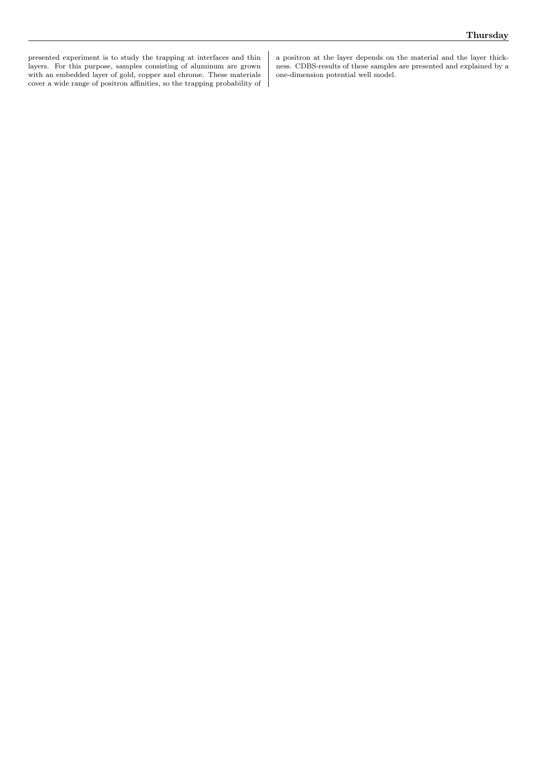presented experiment is to study the trapping at interfaces and thin layers. For this purpose, samples consisting of aluminum are grown with an embedded layer of gold, copper and chrome. These materials cover a wide range of positron affinities, so the trapping probability of a positron at the layer depends on the material and the layer thickness. CDBS-results of these samples are presented and explained by a one-dimension potential well model.